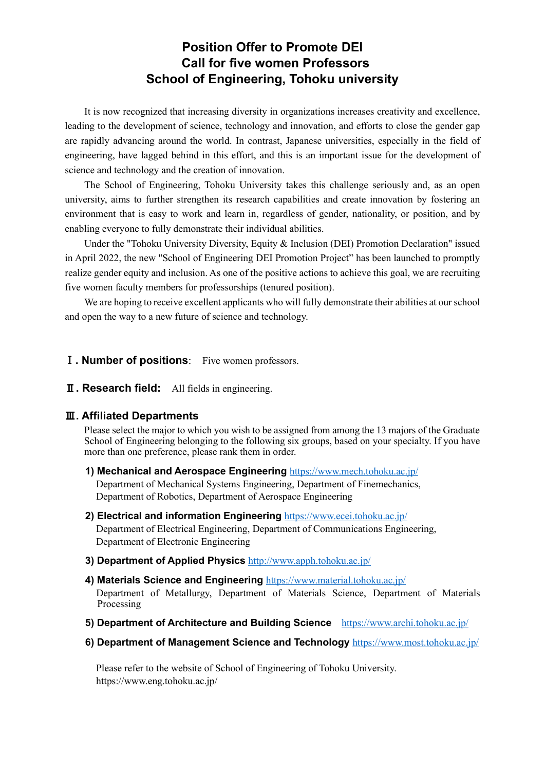# Position Offer to Promote DEI
# Call for five women Professors
# School of Engineering, Tohoku university

It is now recognized that increasing diversity in organizations increases creativity and excellence, leading to the development of science, technology and innovation, and efforts to close the gender gap are rapidly advancing around the world. In contrast, Japanese universities, especially in the field of engineering, have lagged behind in this effort, and this is an important issue for the development of science and technology and the creation of innovation.

The School of Engineering, Tohoku University takes this challenge seriously and, as an open university, aims to further strengthen its research capabilities and create innovation by fostering an environment that is easy to work and learn in, regardless of gender, nationality, or position, and by enabling everyone to fully demonstrate their individual abilities.

Under the "Tohoku University Diversity, Equity & Inclusion (DEI) Promotion Declaration" issued in April 2022, the new "School of Engineering DEI Promotion Project" has been launched to promptly realize gender equity and inclusion. As one of the positive actions to achieve this goal, we are recruiting five women faculty members for professorships (tenured position).

We are hoping to receive excellent applicants who will fully demonstrate their abilities at our school and open the way to a new future of science and technology.

## Ⅰ. Number of positions: Five women professors.

## Ⅱ. Research field: All fields in engineering.

## Ⅲ. Affiliated Departments

Please select the major to which you wish to be assigned from among the 13 majors of the Graduate School of Engineering belonging to the following six groups, based on your specialty. If you have more than one preference, please rank them in order.

**1) Mechanical and Aerospace Engineering** https://www.mech.tohoku.ac.jp/
Department of Mechanical Systems Engineering, Department of Finemechanics, Department of Robotics, Department of Aerospace Engineering

**2) Electrical and information Engineering** https://www.ecei.tohoku.ac.jp/
Department of Electrical Engineering, Department of Communications Engineering, Department of Electronic Engineering

**3) Department of Applied Physics** http://www.apph.tohoku.ac.jp/

**4) Materials Science and Engineering** https://www.material.tohoku.ac.jp/
Department of Metallurgy, Department of Materials Science, Department of Materials Processing

**5) Department of Architecture and Building Science** https://www.archi.tohoku.ac.jp/

**6) Department of Management Science and Technology** https://www.most.tohoku.ac.jp/

Please refer to the website of School of Engineering of Tohoku University.
https://www.eng.tohoku.ac.jp/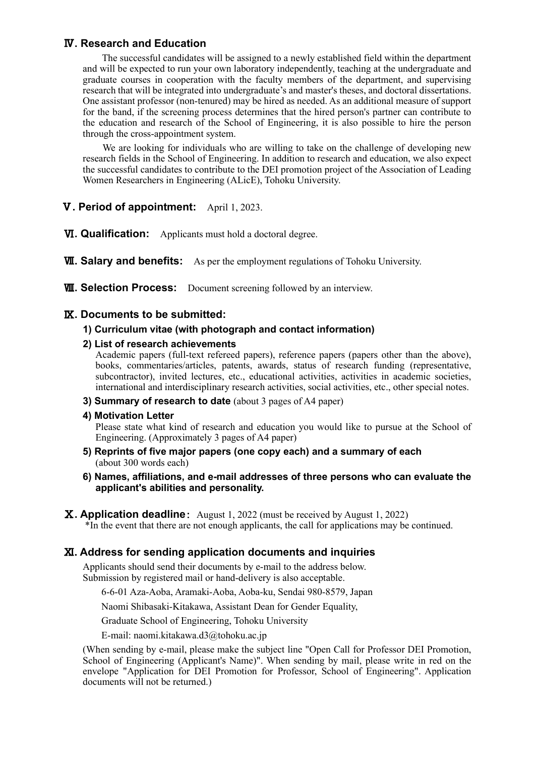## Ⅳ. Research and Education

The successful candidates will be assigned to a newly established field within the department and will be expected to run your own laboratory independently, teaching at the undergraduate and graduate courses in cooperation with the faculty members of the department, and supervising research that will be integrated into undergraduate's and master's theses, and doctoral dissertations. One assistant professor (non-tenured) may be hired as needed. As an additional measure of support for the band, if the screening process determines that the hired person's partner can contribute to the education and research of the School of Engineering, it is also possible to hire the person through the cross-appointment system.

We are looking for individuals who are willing to take on the challenge of developing new research fields in the School of Engineering. In addition to research and education, we also expect the successful candidates to contribute to the DEI promotion project of the Association of Leading Women Researchers in Engineering (ALicE), Tohoku University.

## Ⅴ. Period of appointment: April 1, 2023.

## Ⅵ. Qualification: Applicants must hold a doctoral degree.

## Ⅶ. Salary and benefits: As per the employment regulations of Tohoku University.

## Ⅷ. Selection Process: Document screening followed by an interview.

## Ⅸ. Documents to be submitted:

**1) Curriculum vitae (with photograph and contact information)**

**2) List of research achievements**

Academic papers (full-text refereed papers), reference papers (papers other than the above), books, commentaries/articles, patents, awards, status of research funding (representative, subcontractor), invited lectures, etc., educational activities, activities in academic societies, international and interdisciplinary research activities, social activities, etc., other special notes.

**3) Summary of research to date** (about 3 pages of A4 paper)

**4) Motivation Letter**

Please state what kind of research and education you would like to pursue at the School of Engineering. (Approximately 3 pages of A4 paper)

**5) Reprints of five major papers (one copy each) and a summary of each** (about 300 words each)

**6) Names, affiliations, and e-mail addresses of three persons who can evaluate the applicant's abilities and personality.**

## Ⅹ. Application deadline: August 1, 2022 (must be received by August 1, 2022)

*In the event that there are not enough applicants, the call for applications may be continued.

## Ⅺ. Address for sending application documents and inquiries

Applicants should send their documents by e-mail to the address below.
Submission by registered mail or hand-delivery is also acceptable.

6-6-01 Aza-Aoba, Aramaki-Aoba, Aoba-ku, Sendai 980-8579, Japan

Naomi Shibasaki-Kitakawa, Assistant Dean for Gender Equality,

Graduate School of Engineering, Tohoku University

E-mail: naomi.kitakawa.d3@tohoku.ac.jp

(When sending by e-mail, please make the subject line "Open Call for Professor DEI Promotion, School of Engineering (Applicant's Name)". When sending by mail, please write in red on the envelope "Application for DEI Promotion for Professor, School of Engineering". Application documents will not be returned.)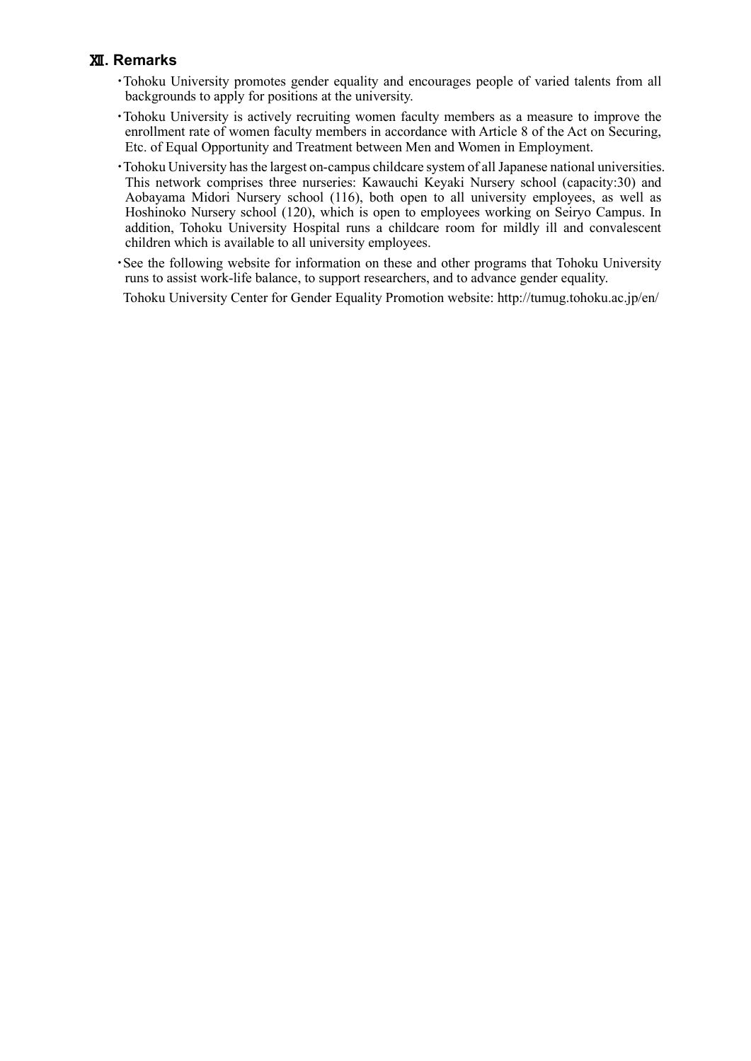## Ⅻ. Remarks

- Tohoku University promotes gender equality and encourages people of varied talents from all backgrounds to apply for positions at the university.
- Tohoku University is actively recruiting women faculty members as a measure to improve the enrollment rate of women faculty members in accordance with Article 8 of the Act on Securing, Etc. of Equal Opportunity and Treatment between Men and Women in Employment.
- Tohoku University has the largest on-campus childcare system of all Japanese national universities. This network comprises three nurseries: Kawauchi Keyaki Nursery school (capacity:30) and Aobayama Midori Nursery school (116), both open to all university employees, as well as Hoshinoko Nursery school (120), which is open to employees working on Seiryo Campus. In addition, Tohoku University Hospital runs a childcare room for mildly ill and convalescent children which is available to all university employees.
- See the following website for information on these and other programs that Tohoku University runs to assist work-life balance, to support researchers, and to advance gender equality.

Tohoku University Center for Gender Equality Promotion website: http://tumug.tohoku.ac.jp/en/